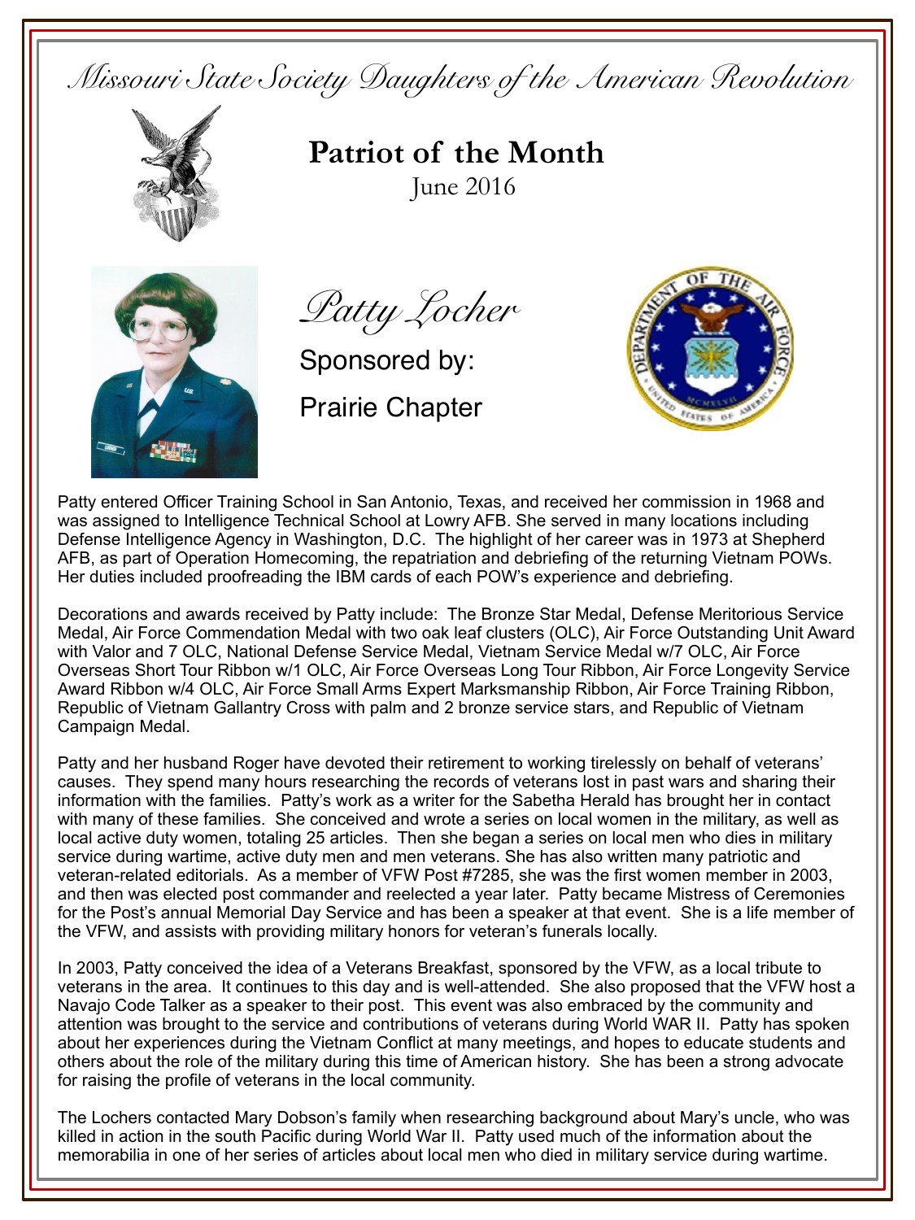*Missouri State Society Daughters of the American Revolution*

# Patriot of the Month

June 2016

## *Patty Locher*

Sponsored by:

Prairie Chapter

Patty entered Officer Training School in San Antonio, Texas, and received her commission in 1968 and was assigned to Intelligence Technical School at Lowry AFB. She served in many locations including Defense Intelligence Agency in Washington, D.C. The highlight of her career was in 1973 at Shepherd AFB, as part of Operation Homecoming, the repatriation and debriefing of the returning Vietnam POWs. Her duties included proofreading the IBM cards of each POW's experience and debriefing.

Decorations and awards received by Patty include: The Bronze Star Medal, Defense Meritorious Service Medal, Air Force Commendation Medal with two oak leaf clusters (OLC), Air Force Outstanding Unit Award with Valor and 7 OLC, National Defense Service Medal, Vietnam Service Medal w/7 OLC, Air Force Overseas Short Tour Ribbon w/1 OLC, Air Force Overseas Long Tour Ribbon, Air Force Longevity Service Award Ribbon w/4 OLC, Air Force Small Arms Expert Marksmanship Ribbon, Air Force Training Ribbon, Republic of Vietnam Gallantry Cross with palm and 2 bronze service stars, and Republic of Vietnam Campaign Medal.

Patty and her husband Roger have devoted their retirement to working tirelessly on behalf of veterans' causes. They spend many hours researching the records of veterans lost in past wars and sharing their information with the families. Patty's work as a writer for the Sabetha Herald has brought her in contact with many of these families. She conceived and wrote a series on local women in the military, as well as local active duty women, totaling 25 articles. Then she began a series on local men who dies in military service during wartime, active duty men and men veterans. She has also written many patriotic and veteran-related editorials. As a member of VFW Post #7285, she was the first women member in 2003, and then was elected post commander and reelected a year later. Patty became Mistress of Ceremonies for the Post's annual Memorial Day Service and has been a speaker at that event. She is a life member of the VFW, and assists with providing military honors for veteran's funerals locally.

In 2003, Patty conceived the idea of a Veterans Breakfast, sponsored by the VFW, as a local tribute to veterans in the area. It continues to this day and is well-attended. She also proposed that the VFW host a Navajo Code Talker as a speaker to their post. This event was also embraced by the community and attention was brought to the service and contributions of veterans during World WAR II. Patty has spoken about her experiences during the Vietnam Conflict at many meetings, and hopes to educate students and others about the role of the military during this time of American history. She has been a strong advocate for raising the profile of veterans in the local community.

The Lochers contacted Mary Dobson's family when researching background about Mary's uncle, who was killed in action in the south Pacific during World War II. Patty used much of the information about the memorabilia in one of her series of articles about local men who died in military service during wartime.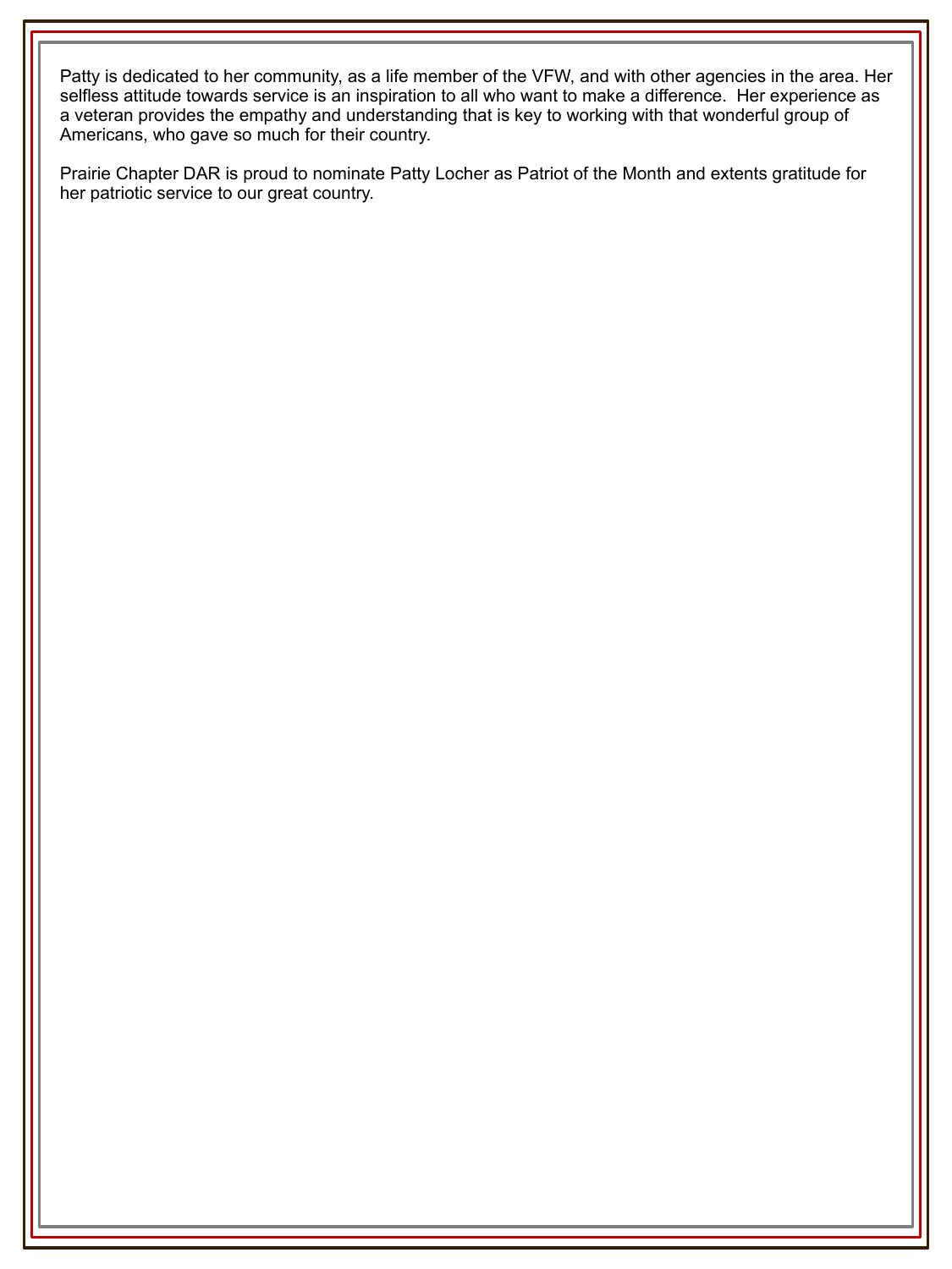Patty is dedicated to her community, as a life member of the VFW, and with other agencies in the area. Her selfless attitude towards service is an inspiration to all who want to make a difference. Her experience as a veteran provides the empathy and understanding that is key to working with that wonderful group of Americans, who gave so much for their country.

Prairie Chapter DAR is proud to nominate Patty Locher as Patriot of the Month and extents gratitude for her patriotic service to our great country.